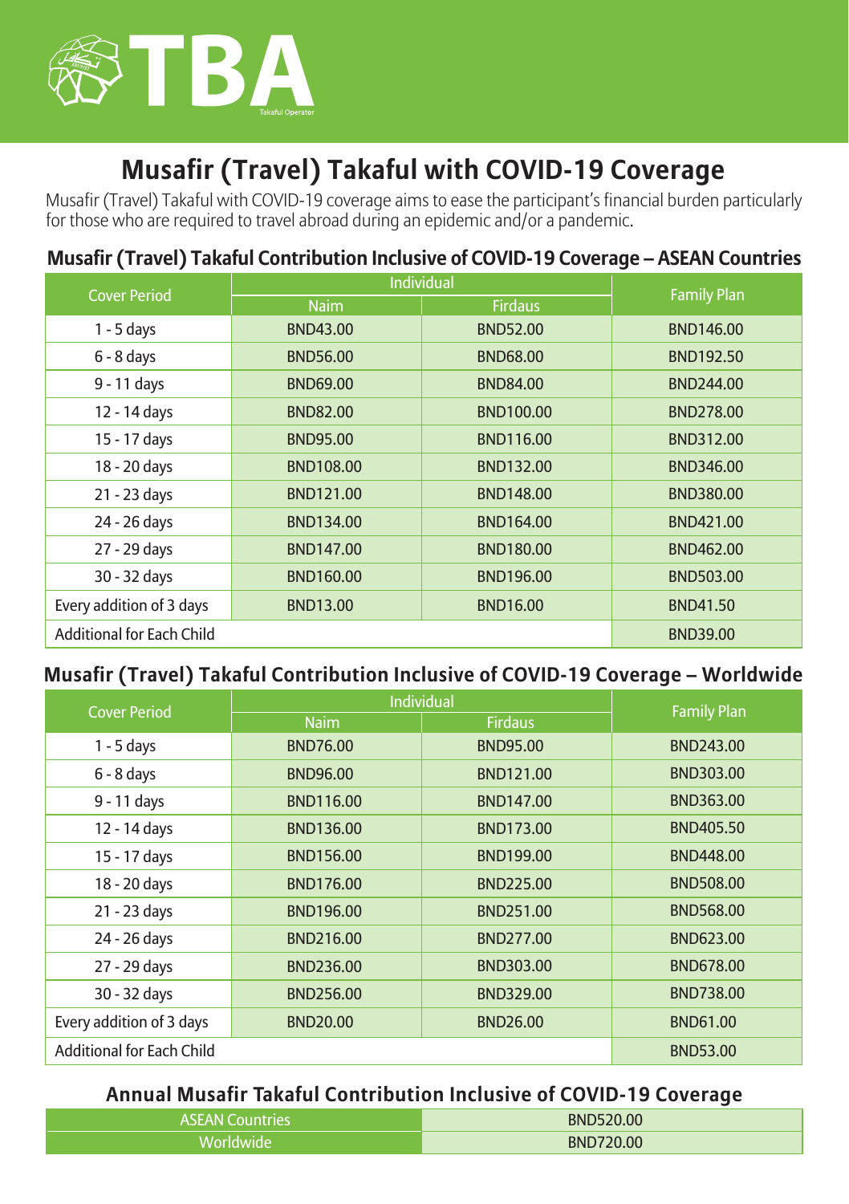TBA

Takaful Operator

# Musafir (Travel) Takaful with COVID-19 Coverage

Musafir (Travel) Takaful with COVID-19 coverage aims to ease the participant's financial burden particularly for those who are required to travel abroad during an epidemic and/or a pandemic.

## Musafir (Travel) Takaful Contribution Inclusive of COVID-19 Coverage – ASEAN Countries

| Cover Period | Individual | | Family Plan |
|---|---|---|---|
| | Naim | Firdaus | |
| 1 - 5 days | BND43.00 | BND52.00 | BND146.00 |
| 6 - 8 days | BND56.00 | BND68.00 | BND192.50 |
| 9 - 11 days | BND69.00 | BND84.00 | BND244.00 |
| 12 - 14 days | BND82.00 | BND100.00 | BND278.00 |
| 15 - 17 days | BND95.00 | BND116.00 | BND312.00 |
| 18 - 20 days | BND108.00 | BND132.00 | BND346.00 |
| 21 - 23 days | BND121.00 | BND148.00 | BND380.00 |
| 24 - 26 days | BND134.00 | BND164.00 | BND421.00 |
| 27 - 29 days | BND147.00 | BND180.00 | BND462.00 |
| 30 - 32 days | BND160.00 | BND196.00 | BND503.00 |
| Every addition of 3 days | BND13.00 | BND16.00 | BND41.50 |
| Additional for Each Child | | | BND39.00 |

## Musafir (Travel) Takaful Contribution Inclusive of COVID-19 Coverage – Worldwide

| Cover Period | Individual | | Family Plan |
|---|---|---|---|
| | Naim | Firdaus | |
| 1 - 5 days | BND76.00 | BND95.00 | BND243.00 |
| 6 - 8 days | BND96.00 | BND121.00 | BND303.00 |
| 9 - 11 days | BND116.00 | BND147.00 | BND363.00 |
| 12 - 14 days | BND136.00 | BND173.00 | BND405.50 |
| 15 - 17 days | BND156.00 | BND199.00 | BND448.00 |
| 18 - 20 days | BND176.00 | BND225.00 | BND508.00 |
| 21 - 23 days | BND196.00 | BND251.00 | BND568.00 |
| 24 - 26 days | BND216.00 | BND277.00 | BND623.00 |
| 27 - 29 days | BND236.00 | BND303.00 | BND678.00 |
| 30 - 32 days | BND256.00 | BND329.00 | BND738.00 |
| Every addition of 3 days | BND20.00 | BND26.00 | BND61.00 |
| Additional for Each Child | | | BND53.00 |

## Annual Musafir Takaful Contribution Inclusive of COVID-19 Coverage

| Region | Contribution |
|---|---|
| ASEAN Countries | BND520.00 |
| Worldwide | BND720.00 |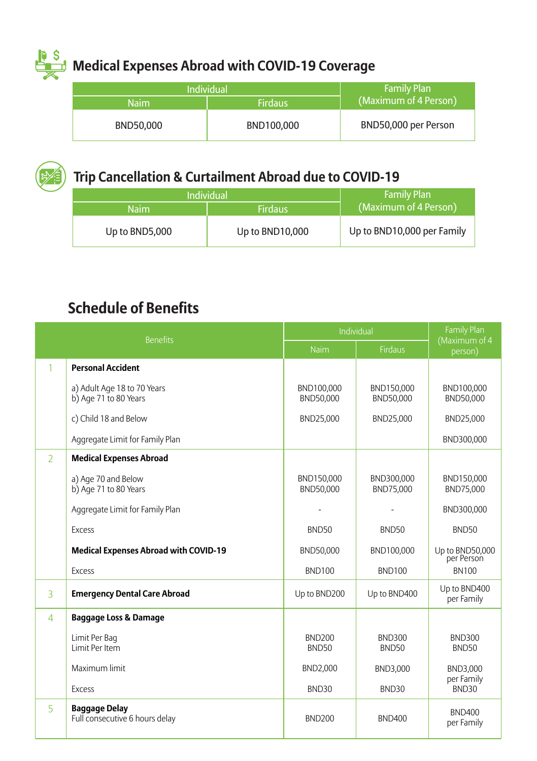## Medical Expenses Abroad with COVID-19 Coverage

| Individual | | Family Plan (Maximum of 4 Person) |
|---|---|---|
| Naim | Firdaus | |
| BND50,000 | BND100,000 | BND50,000 per Person |

## Trip Cancellation & Curtailment Abroad due to COVID-19

| Individual | | Family Plan (Maximum of 4 Person) |
|---|---|---|
| Naim | Firdaus | |
| Up to BND5,000 | Up to BND10,000 | Up to BND10,000 per Family |

## Schedule of Benefits

| | Benefits | Individual | | Family Plan (Maximum of 4 person) |
|---|---|---|---|---|
| | | Naim | Firdaus | |
| 1 | **Personal Accident** | | | |
| | a) Adult Age 18 to 70 Years | BND100,000 | BND150,000 | BND100,000 |
| | b) Age 71 to 80 Years | BND50,000 | BND50,000 | BND50,000 |
| | c) Child 18 and Below | BND25,000 | BND25,000 | BND25,000 |
| | Aggregate Limit for Family Plan | | | BND300,000 |
| 2 | **Medical Expenses Abroad** | | | |
| | a) Age 70 and Below | BND150,000 | BND300,000 | BND150,000 |
| | b) Age 71 to 80 Years | BND50,000 | BND75,000 | BND75,000 |
| | Aggregate Limit for Family Plan | - | - | BND300,000 |
| | Excess | BND50 | BND50 | BND50 |
| | **Medical Expenses Abroad with COVID-19** | BND50,000 | BND100,000 | Up to BND50,000 per Person |
| | Excess | BND100 | BND100 | BN100 |
| 3 | **Emergency Dental Care Abroad** | Up to BND200 | Up to BND400 | Up to BND400 per Family |
| 4 | **Baggage Loss & Damage** | | | |
| | Limit Per Bag | BND200 | BND300 | BND300 |
| | Limit Per Item | BND50 | BND50 | BND50 |
| | Maximum limit | BND2,000 | BND3,000 | BND3,000 per Family |
| | Excess | BND30 | BND30 | BND30 |
| 5 | **Baggage Delay**<br>Full consecutive 6 hours delay | BND200 | BND400 | BND400 per Family |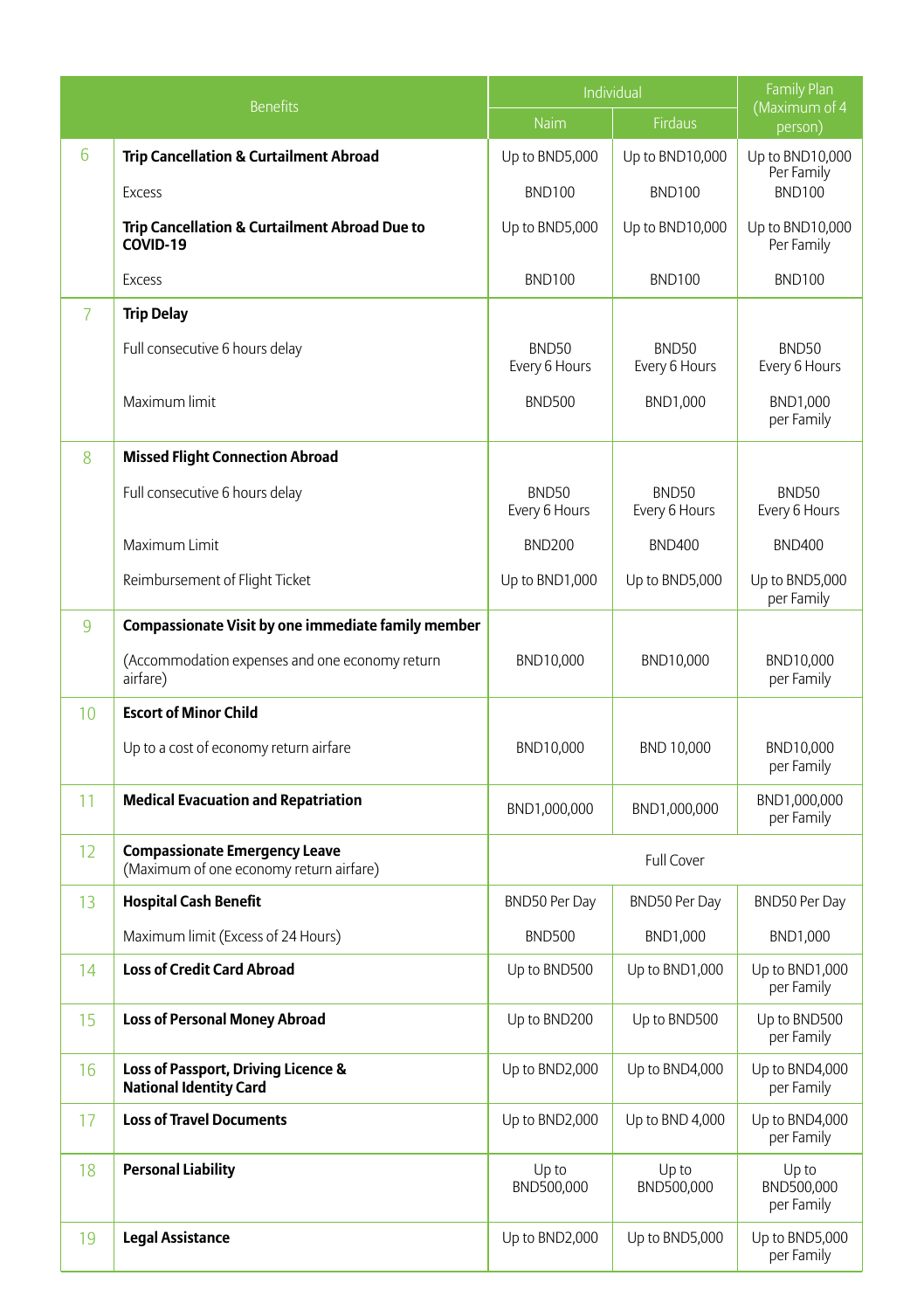| | Benefits | Individual | | Family Plan (Maximum of 4 person) |
|---|---|---|---|---|
| | | Naim | Firdaus | |
| 6 | **Trip Cancellation & Curtailment Abroad** | Up to BND5,000 | Up to BND10,000 | Up to BND10,000 Per Family |
| | Excess | BND100 | BND100 | BND100 |
| | **Trip Cancellation & Curtailment Abroad Due to COVID-19** | Up to BND5,000 | Up to BND10,000 | Up to BND10,000 Per Family |
| | Excess | BND100 | BND100 | BND100 |
| 7 | **Trip Delay** | | | |
| | Full consecutive 6 hours delay | BND50 Every 6 Hours | BND50 Every 6 Hours | BND50 Every 6 Hours |
| | Maximum limit | BND500 | BND1,000 | BND1,000 per Family |
| 8 | **Missed Flight Connection Abroad** | | | |
| | Full consecutive 6 hours delay | BND50 Every 6 Hours | BND50 Every 6 Hours | BND50 Every 6 Hours |
| | Maximum Limit | BND200 | BND400 | BND400 |
| | Reimbursement of Flight Ticket | Up to BND1,000 | Up to BND5,000 | Up to BND5,000 per Family |
| 9 | **Compassionate Visit by one immediate family member** | | | |
| | (Accommodation expenses and one economy return airfare) | BND10,000 | BND10,000 | BND10,000 per Family |
| 10 | **Escort of Minor Child** | | | |
| | Up to a cost of economy return airfare | BND10,000 | BND 10,000 | BND10,000 per Family |
| 11 | **Medical Evacuation and Repatriation** | BND1,000,000 | BND1,000,000 | BND1,000,000 per Family |
| 12 | **Compassionate Emergency Leave** (Maximum of one economy return airfare) | Full Cover | | |
| 13 | **Hospital Cash Benefit** | BND50 Per Day | BND50 Per Day | BND50 Per Day |
| | Maximum limit (Excess of 24 Hours) | BND500 | BND1,000 | BND1,000 |
| 14 | **Loss of Credit Card Abroad** | Up to BND500 | Up to BND1,000 | Up to BND1,000 per Family |
| 15 | **Loss of Personal Money Abroad** | Up to BND200 | Up to BND500 | Up to BND500 per Family |
| 16 | **Loss of Passport, Driving Licence & National Identity Card** | Up to BND2,000 | Up to BND4,000 | Up to BND4,000 per Family |
| 17 | **Loss of Travel Documents** | Up to BND2,000 | Up to BND 4,000 | Up to BND4,000 per Family |
| 18 | **Personal Liability** | Up to BND500,000 | Up to BND500,000 | Up to BND500,000 per Family |
| 19 | **Legal Assistance** | Up to BND2,000 | Up to BND5,000 | Up to BND5,000 per Family |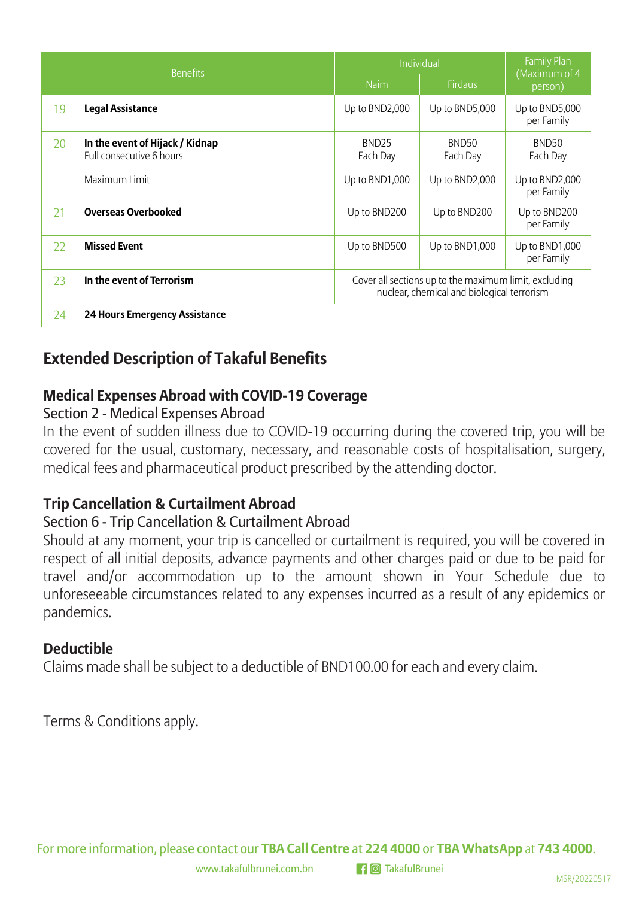| | Benefits | Individual | | Family Plan (Maximum of 4 person) |
|---|---|---|---|---|
| | | Naim | Firdaus | |
| 19 | **Legal Assistance** | Up to BND2,000 | Up to BND5,000 | Up to BND5,000 per Family |
| 20 | **In the event of Hijack / Kidnap** Full consecutive 6 hours | BND25 Each Day | BND50 Each Day | BND50 Each Day |
| | Maximum Limit | Up to BND1,000 | Up to BND2,000 | Up to BND2,000 per Family |
| 21 | **Overseas Overbooked** | Up to BND200 | Up to BND200 | Up to BND200 per Family |
| 22 | **Missed Event** | Up to BND500 | Up to BND1,000 | Up to BND1,000 per Family |
| 23 | **In the event of Terrorism** | Cover all sections up to the maximum limit, excluding nuclear, chemical and biological terrorism | | |
| 24 | **24 Hours Emergency Assistance** | | | |

## Extended Description of Takaful Benefits

### Medical Expenses Abroad with COVID-19 Coverage

Section 2 - Medical Expenses Abroad

In the event of sudden illness due to COVID-19 occurring during the covered trip, you will be covered for the usual, customary, necessary, and reasonable costs of hospitalisation, surgery, medical fees and pharmaceutical product prescribed by the attending doctor.

### Trip Cancellation & Curtailment Abroad

Section 6 - Trip Cancellation & Curtailment Abroad

Should at any moment, your trip is cancelled or curtailment is required, you will be covered in respect of all initial deposits, advance payments and other charges paid or due to be paid for travel and/or accommodation up to the amount shown in Your Schedule due to unforeseeable circumstances related to any expenses incurred as a result of any epidemics or pandemics.

### Deductible

Claims made shall be subject to a deductible of BND100.00 for each and every claim.

Terms & Conditions apply.

For more information, please contact our **TBA Call Centre** at **224 4000** or **TBA WhatsApp** at **743 4000**.

www.takafulbrunei.com.bn TakafulBrunei

MSR/20220517